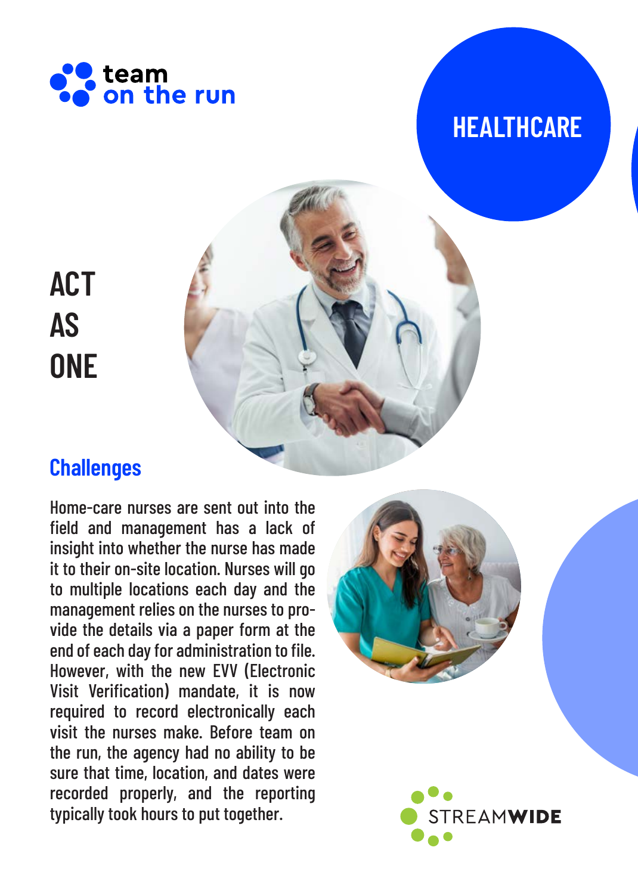team on the run

HEALTHCARE

# ACT AS ONE

## Challenges

Home-care nurses are sent out into the field and management has a lack of insight into whether the nurse has made it to their on-site location. Nurses will go to multiple locations each day and the management relies on the nurses to provide the details via a paper form at the end of each day for administration to file. However, with the new EVV (Electronic Visit Verification) mandate, it is now required to record electronically each visit the nurses make. Before team on the run, the agency had no ability to be sure that time, location, and dates were recorded properly, and the reporting typically took hours to put together.

STREAMWIDE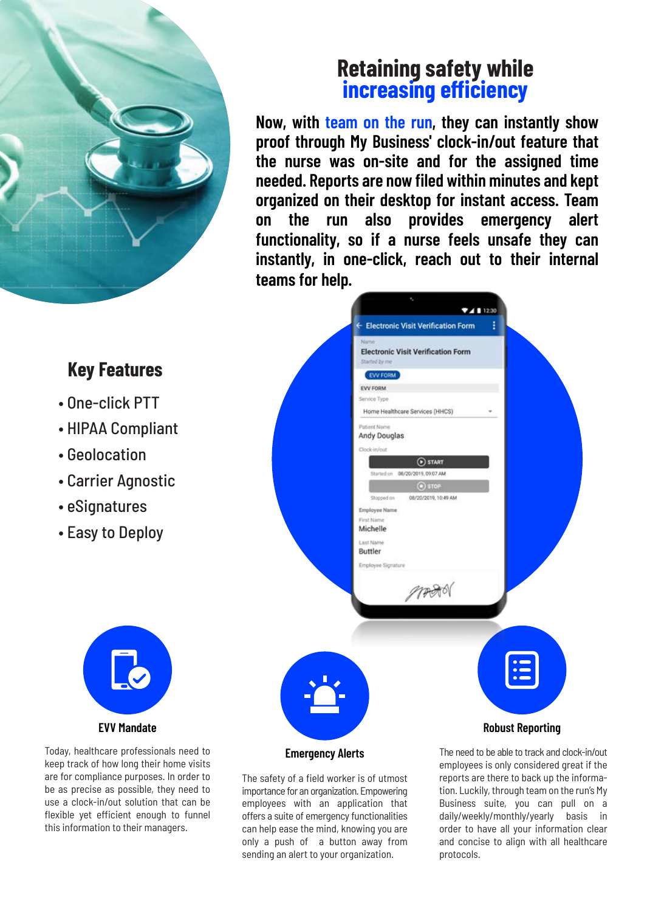# Retaining safety while increasing efficiency

**Now, with team on the run, they can instantly show proof through My Business' clock-in/out feature that the nurse was on-site and for the assigned time needed. Reports are now filed within minutes and kept organized on their desktop for instant access. Team on the run also provides emergency alert functionality, so if a nurse feels unsafe they can instantly, in one-click, reach out to their internal teams for help.**

## Key Features

- One-click PTT
- HIPAA Compliant
- Geolocation
- Carrier Agnostic
- eSignatures
- Easy to Deploy

### EVV Mandate

Today, healthcare professionals need to keep track of how long their home visits are for compliance purposes. In order to be as precise as possible, they need to use a clock-in/out solution that can be flexible yet efficient enough to funnel this information to their managers.

### Emergency Alerts

The safety of a field worker is of utmost importance for an organization. Empowering employees with an application that offers a suite of emergency functionalities can help ease the mind, knowing you are only a push of a button away from sending an alert to your organization.

### Robust Reporting

The need to be able to track and clock-in/out employees is only considered great if the reports are there to back up the information. Luckily, through team on the run's My Business suite, you can pull on a daily/weekly/monthly/yearly basis in order to have all your information clear and concise to align with all healthcare protocols.